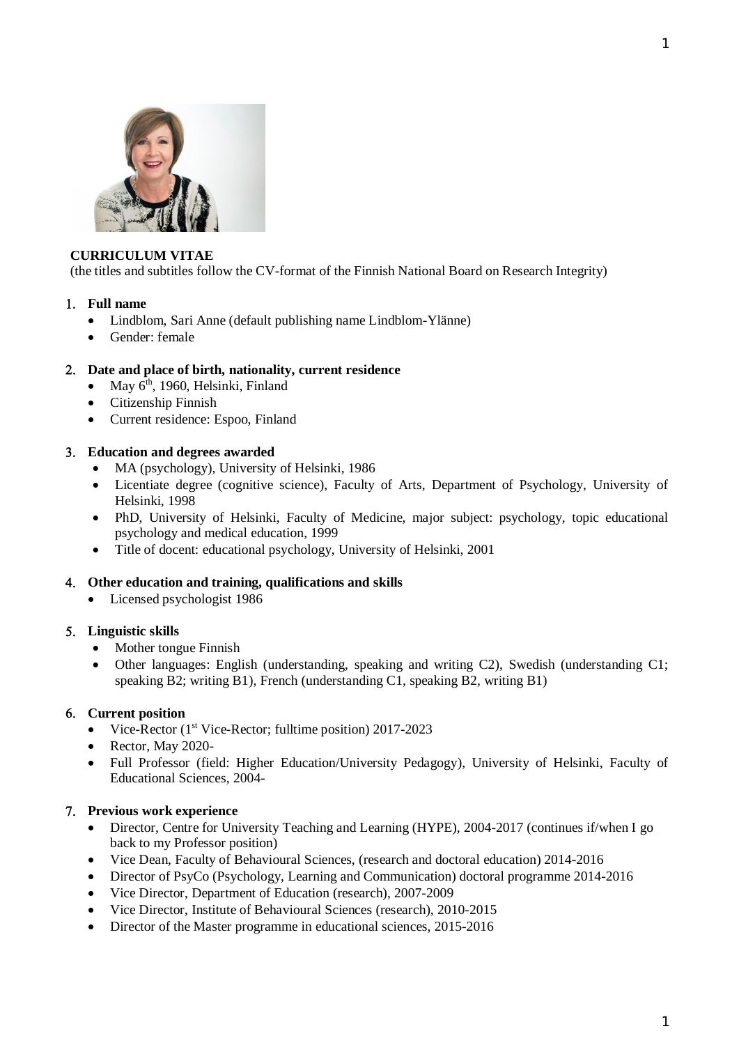**CURRICULUM VITAE**
(the titles and subtitles follow the CV-format of the Finnish National Board on Research Integrity)

1. **Full name**
   - Lindblom, Sari Anne (default publishing name Lindblom-Ylänne)
   - Gender: female

2. **Date and place of birth, nationality, current residence**
   - May 6th, 1960, Helsinki, Finland
   - Citizenship Finnish
   - Current residence: Espoo, Finland

3. **Education and degrees awarded**
   - MA (psychology), University of Helsinki, 1986
   - Licentiate degree (cognitive science), Faculty of Arts, Department of Psychology, University of Helsinki, 1998
   - PhD, University of Helsinki, Faculty of Medicine, major subject: psychology, topic educational psychology and medical education, 1999
   - Title of docent: educational psychology, University of Helsinki, 2001

4. **Other education and training, qualifications and skills**
   - Licensed psychologist 1986

5. **Linguistic skills**
   - Mother tongue Finnish
   - Other languages: English (understanding, speaking and writing C2), Swedish (understanding C1; speaking B2; writing B1), French (understanding C1, speaking B2, writing B1)

6. **Current position**
   - Vice-Rector (1st Vice-Rector; fulltime position) 2017-2023
   - Rector, May 2020-
   - Full Professor (field: Higher Education/University Pedagogy), University of Helsinki, Faculty of Educational Sciences, 2004-

7. **Previous work experience**
   - Director, Centre for University Teaching and Learning (HYPE), 2004-2017 (continues if/when I go back to my Professor position)
   - Vice Dean, Faculty of Behavioural Sciences, (research and doctoral education) 2014-2016
   - Director of PsyCo (Psychology, Learning and Communication) doctoral programme 2014-2016
   - Vice Director, Department of Education (research), 2007-2009
   - Vice Director, Institute of Behavioural Sciences (research), 2010-2015
   - Director of the Master programme in educational sciences, 2015-2016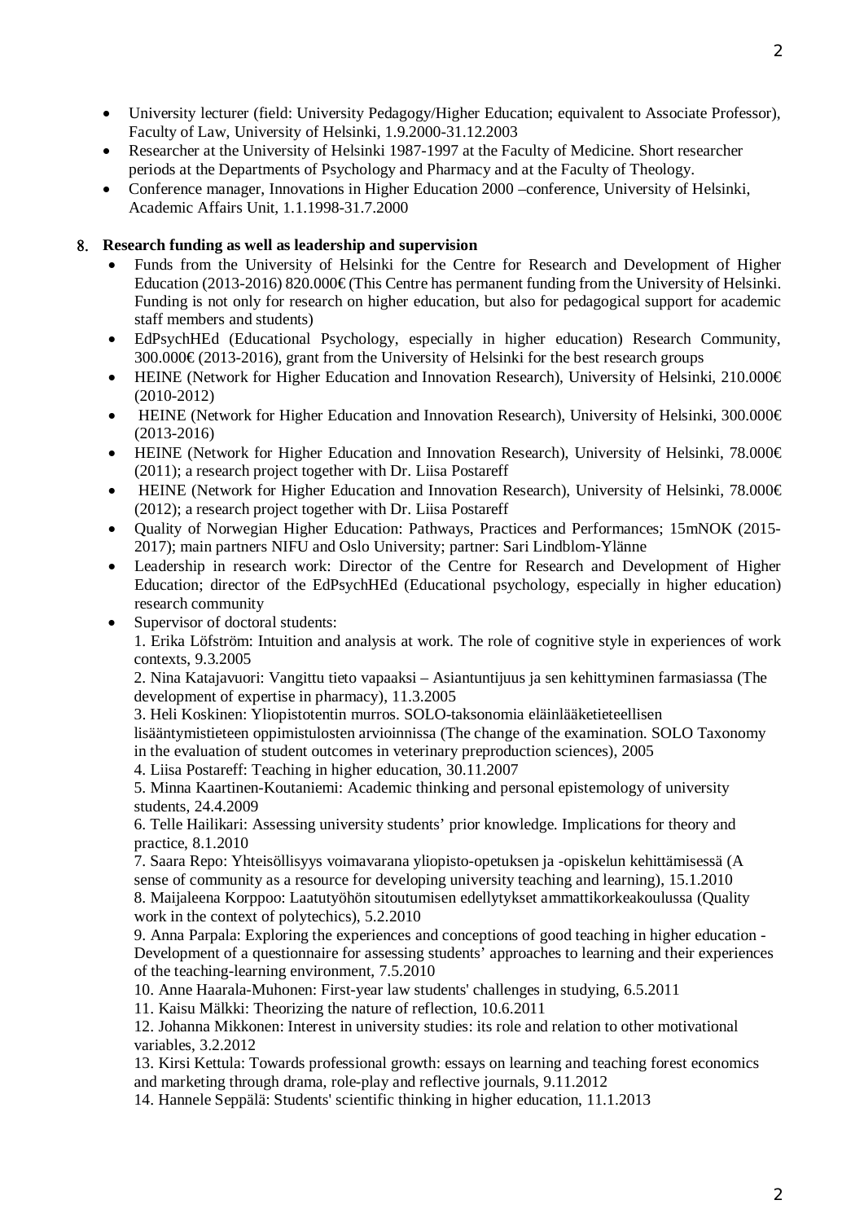- University lecturer (field: University Pedagogy/Higher Education; equivalent to Associate Professor), Faculty of Law, University of Helsinki, 1.9.2000-31.12.2003
- Researcher at the University of Helsinki 1987-1997 at the Faculty of Medicine. Short researcher periods at the Departments of Psychology and Pharmacy and at the Faculty of Theology.
- Conference manager, Innovations in Higher Education 2000 –conference, University of Helsinki, Academic Affairs Unit, 1.1.1998-31.7.2000

## 8. Research funding as well as leadership and supervision

- Funds from the University of Helsinki for the Centre for Research and Development of Higher Education (2013-2016) 820.000€ (This Centre has permanent funding from the University of Helsinki. Funding is not only for research on higher education, but also for pedagogical support for academic staff members and students)
- EdPsychHEd (Educational Psychology, especially in higher education) Research Community, 300.000€ (2013-2016), grant from the University of Helsinki for the best research groups
- HEINE (Network for Higher Education and Innovation Research), University of Helsinki, 210.000€ (2010-2012)
- HEINE (Network for Higher Education and Innovation Research), University of Helsinki, 300.000€ (2013-2016)
- HEINE (Network for Higher Education and Innovation Research), University of Helsinki, 78.000€ (2011); a research project together with Dr. Liisa Postareff
- HEINE (Network for Higher Education and Innovation Research), University of Helsinki, 78.000€ (2012); a research project together with Dr. Liisa Postareff
- Quality of Norwegian Higher Education: Pathways, Practices and Performances; 15mNOK (2015-2017); main partners NIFU and Oslo University; partner: Sari Lindblom-Ylänne
- Leadership in research work: Director of the Centre for Research and Development of Higher Education; director of the EdPsychHEd (Educational psychology, especially in higher education) research community
- Supervisor of doctoral students:

  1. Erika Löfström: Intuition and analysis at work. The role of cognitive style in experiences of work contexts, 9.3.2005
  2. Nina Katajavuori: Vangittu tieto vapaaksi – Asiantuntijuus ja sen kehittyminen farmasiassa (The development of expertise in pharmacy), 11.3.2005
  3. Heli Koskinen: Yliopistotentin murros. SOLO-taksonomia eläinlääketieteellisen lisääntymistieteen oppimistulosten arvioinnissa (The change of the examination. SOLO Taxonomy in the evaluation of student outcomes in veterinary preproduction sciences), 2005
  4. Liisa Postareff: Teaching in higher education, 30.11.2007
  5. Minna Kaartinen-Koutaniemi: Academic thinking and personal epistemology of university students, 24.4.2009
  6. Telle Hailikari: Assessing university students' prior knowledge. Implications for theory and practice, 8.1.2010
  7. Saara Repo: Yhteisöllisyys voimavarana yliopisto-opetuksen ja -opiskelun kehittämisessä (A sense of community as a resource for developing university teaching and learning), 15.1.2010
  8. Maijaleena Korppoo: Laatutyöhön sitoutumisen edellytykset ammattikorkeakoulussa (Quality work in the context of polytechics), 5.2.2010
  9. Anna Parpala: Exploring the experiences and conceptions of good teaching in higher education - Development of a questionnaire for assessing students' approaches to learning and their experiences of the teaching-learning environment, 7.5.2010
  10. Anne Haarala-Muhonen: First-year law students' challenges in studying, 6.5.2011
  11. Kaisu Mälkki: Theorizing the nature of reflection, 10.6.2011
  12. Johanna Mikkonen: Interest in university studies: its role and relation to other motivational variables, 3.2.2012
  13. Kirsi Kettula: Towards professional growth: essays on learning and teaching forest economics and marketing through drama, role-play and reflective journals, 9.11.2012
  14. Hannele Seppälä: Students' scientific thinking in higher education, 11.1.2013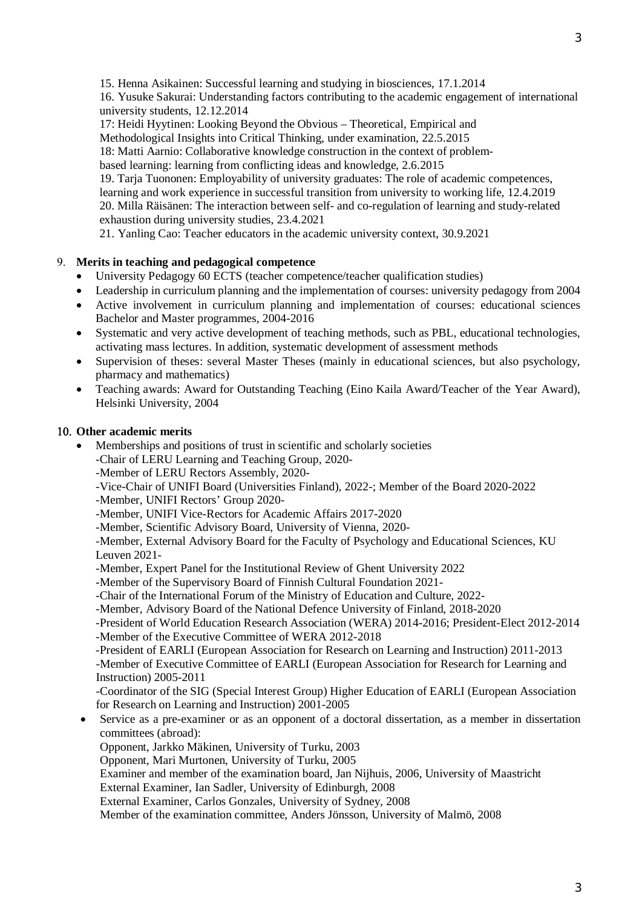15. Henna Asikainen: Successful learning and studying in biosciences, 17.1.2014
16. Yusuke Sakurai: Understanding factors contributing to the academic engagement of international university students, 12.12.2014
17: Heidi Hyytinen: Looking Beyond the Obvious – Theoretical, Empirical and Methodological Insights into Critical Thinking, under examination, 22.5.2015
18: Matti Aarnio: Collaborative knowledge construction in the context of problem-based learning: learning from conflicting ideas and knowledge, 2.6.2015
19. Tarja Tuononen: Employability of university graduates: The role of academic competences, learning and work experience in successful transition from university to working life, 12.4.2019
20. Milla Räisänen: The interaction between self- and co-regulation of learning and study-related exhaustion during university studies, 23.4.2021
21. Yanling Cao: Teacher educators in the academic university context, 30.9.2021

## 9. Merits in teaching and pedagogical competence

- University Pedagogy 60 ECTS (teacher competence/teacher qualification studies)
- Leadership in curriculum planning and the implementation of courses: university pedagogy from 2004
- Active involvement in curriculum planning and implementation of courses: educational sciences Bachelor and Master programmes, 2004-2016
- Systematic and very active development of teaching methods, such as PBL, educational technologies, activating mass lectures. In addition, systematic development of assessment methods
- Supervision of theses: several Master Theses (mainly in educational sciences, but also psychology, pharmacy and mathematics)
- Teaching awards: Award for Outstanding Teaching (Eino Kaila Award/Teacher of the Year Award), Helsinki University, 2004

## 10. Other academic merits

- Memberships and positions of trust in scientific and scholarly societies
  - -Chair of LERU Learning and Teaching Group, 2020-
  - -Member of LERU Rectors Assembly, 2020-
  - -Vice-Chair of UNIFI Board (Universities Finland), 2022-; Member of the Board 2020-2022
  - -Member, UNIFI Rectors' Group 2020-
  - -Member, UNIFI Vice-Rectors for Academic Affairs 2017-2020
  - -Member, Scientific Advisory Board, University of Vienna, 2020-
  - -Member, External Advisory Board for the Faculty of Psychology and Educational Sciences, KU Leuven 2021-
  - -Member, Expert Panel for the Institutional Review of Ghent University 2022
  - -Member of the Supervisory Board of Finnish Cultural Foundation 2021-
  - -Chair of the International Forum of the Ministry of Education and Culture, 2022-
  - -Member, Advisory Board of the National Defence University of Finland, 2018-2020
  - -President of World Education Research Association (WERA) 2014-2016; President-Elect 2012-2014
  - -Member of the Executive Committee of WERA 2012-2018
  - -President of EARLI (European Association for Research on Learning and Instruction) 2011-2013
  - -Member of Executive Committee of EARLI (European Association for Research for Learning and Instruction) 2005-2011
  - -Coordinator of the SIG (Special Interest Group) Higher Education of EARLI (European Association for Research on Learning and Instruction) 2001-2005
- Service as a pre-examiner or as an opponent of a doctoral dissertation, as a member in dissertation committees (abroad):
  - Opponent, Jarkko Mäkinen, University of Turku, 2003
  - Opponent, Mari Murtonen, University of Turku, 2005
  - Examiner and member of the examination board, Jan Nijhuis, 2006, University of Maastricht
  - External Examiner, Ian Sadler, University of Edinburgh, 2008
  - External Examiner, Carlos Gonzales, University of Sydney, 2008
  - Member of the examination committee, Anders Jönsson, University of Malmö, 2008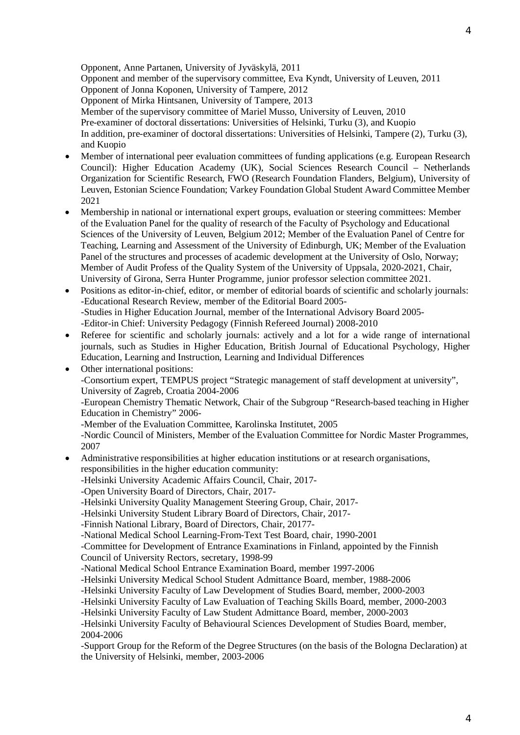Opponent, Anne Partanen, University of Jyväskylä, 2011
Opponent and member of the supervisory committee, Eva Kyndt, University of Leuven, 2011
Opponent of Jonna Koponen, University of Tampere, 2012
Opponent of Mirka Hintsanen, University of Tampere, 2013
Member of the supervisory committee of Mariel Musso, University of Leuven, 2010
Pre-examiner of doctoral dissertations: Universities of Helsinki, Turku (3), and Kuopio
In addition, pre-examiner of doctoral dissertations: Universities of Helsinki, Tampere (2), Turku (3), and Kuopio

- Member of international peer evaluation committees of funding applications (e.g. European Research Council): Higher Education Academy (UK), Social Sciences Research Council – Netherlands Organization for Scientific Research, FWO (Research Foundation Flanders, Belgium), University of Leuven, Estonian Science Foundation; Varkey Foundation Global Student Award Committee Member 2021
- Membership in national or international expert groups, evaluation or steering committees: Member of the Evaluation Panel for the quality of research of the Faculty of Psychology and Educational Sciences of the University of Leuven, Belgium 2012; Member of the Evaluation Panel of Centre for Teaching, Learning and Assessment of the University of Edinburgh, UK; Member of the Evaluation Panel of the structures and processes of academic development at the University of Oslo, Norway; Member of Audit Profess of the Quality System of the University of Uppsala, 2020-2021, Chair, University of Girona, Serra Hunter Programme, junior professor selection committee 2021.
- Positions as editor-in-chief, editor, or member of editorial boards of scientific and scholarly journals:
  -Educational Research Review, member of the Editorial Board 2005-
  -Studies in Higher Education Journal, member of the International Advisory Board 2005-
  -Editor-in Chief: University Pedagogy (Finnish Refereed Journal) 2008-2010
- Referee for scientific and scholarly journals: actively and a lot for a wide range of international journals, such as Studies in Higher Education, British Journal of Educational Psychology, Higher Education, Learning and Instruction, Learning and Individual Differences
- Other international positions:
  -Consortium expert, TEMPUS project "Strategic management of staff development at university", University of Zagreb, Croatia 2004-2006
  -European Chemistry Thematic Network, Chair of the Subgroup "Research-based teaching in Higher Education in Chemistry" 2006-
  -Member of the Evaluation Committee, Karolinska Institutet, 2005
  -Nordic Council of Ministers, Member of the Evaluation Committee for Nordic Master Programmes, 2007
- Administrative responsibilities at higher education institutions or at research organisations, responsibilities in the higher education community:
  -Helsinki University Academic Affairs Council, Chair, 2017-
  -Open University Board of Directors, Chair, 2017-
  -Helsinki University Quality Management Steering Group, Chair, 2017-
  -Helsinki University Student Library Board of Directors, Chair, 2017-
  -Finnish National Library, Board of Directors, Chair, 20177-
  -National Medical School Learning-From-Text Test Board, chair, 1990-2001
  -Committee for Development of Entrance Examinations in Finland, appointed by the Finnish Council of University Rectors, secretary, 1998-99
  -National Medical School Entrance Examination Board, member 1997-2006
  -Helsinki University Medical School Student Admittance Board, member, 1988-2006
  -Helsinki University Faculty of Law Development of Studies Board, member, 2000-2003
  -Helsinki University Faculty of Law Evaluation of Teaching Skills Board, member, 2000-2003
  -Helsinki University Faculty of Law Student Admittance Board, member, 2000-2003
  -Helsinki University Faculty of Behavioural Sciences Development of Studies Board, member, 2004-2006
  -Support Group for the Reform of the Degree Structures (on the basis of the Bologna Declaration) at the University of Helsinki, member, 2003-2006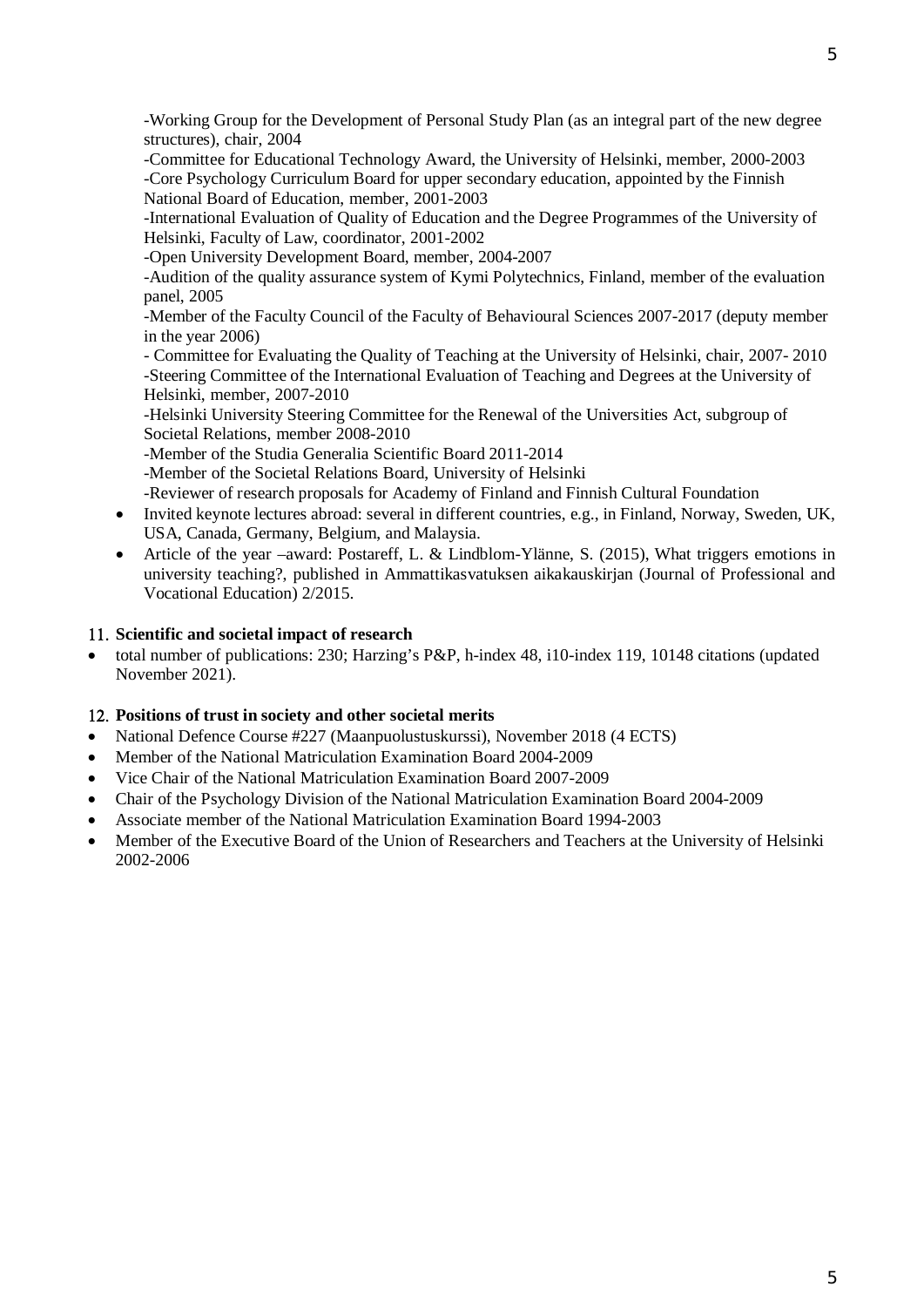-Working Group for the Development of Personal Study Plan (as an integral part of the new degree structures), chair, 2004
-Committee for Educational Technology Award, the University of Helsinki, member, 2000-2003
-Core Psychology Curriculum Board for upper secondary education, appointed by the Finnish National Board of Education, member, 2001-2003
-International Evaluation of Quality of Education and the Degree Programmes of the University of Helsinki, Faculty of Law, coordinator, 2001-2002
-Open University Development Board, member, 2004-2007
-Audition of the quality assurance system of Kymi Polytechnics, Finland, member of the evaluation panel, 2005
-Member of the Faculty Council of the Faculty of Behavioural Sciences 2007-2017 (deputy member in the year 2006)
- Committee for Evaluating the Quality of Teaching at the University of Helsinki, chair, 2007- 2010
-Steering Committee of the International Evaluation of Teaching and Degrees at the University of Helsinki, member, 2007-2010
-Helsinki University Steering Committee for the Renewal of the Universities Act, subgroup of Societal Relations, member 2008-2010
-Member of the Studia Generalia Scientific Board 2011-2014
-Member of the Societal Relations Board, University of Helsinki
-Reviewer of research proposals for Academy of Finland and Finnish Cultural Foundation

- Invited keynote lectures abroad: several in different countries, e.g., in Finland, Norway, Sweden, UK, USA, Canada, Germany, Belgium, and Malaysia.
- Article of the year –award: Postareff, L. & Lindblom-Ylänne, S. (2015), What triggers emotions in university teaching?, published in Ammattikasvatuksen aikakauskirjan (Journal of Professional and Vocational Education) 2/2015.

## 11. Scientific and societal impact of research

- total number of publications: 230; Harzing's P&P, h-index 48, i10-index 119, 10148 citations (updated November 2021).

## 12. Positions of trust in society and other societal merits

- National Defence Course #227 (Maanpuolustuskurssi), November 2018 (4 ECTS)
- Member of the National Matriculation Examination Board 2004-2009
- Vice Chair of the National Matriculation Examination Board 2007-2009
- Chair of the Psychology Division of the National Matriculation Examination Board 2004-2009
- Associate member of the National Matriculation Examination Board 1994-2003
- Member of the Executive Board of the Union of Researchers and Teachers at the University of Helsinki 2002-2006